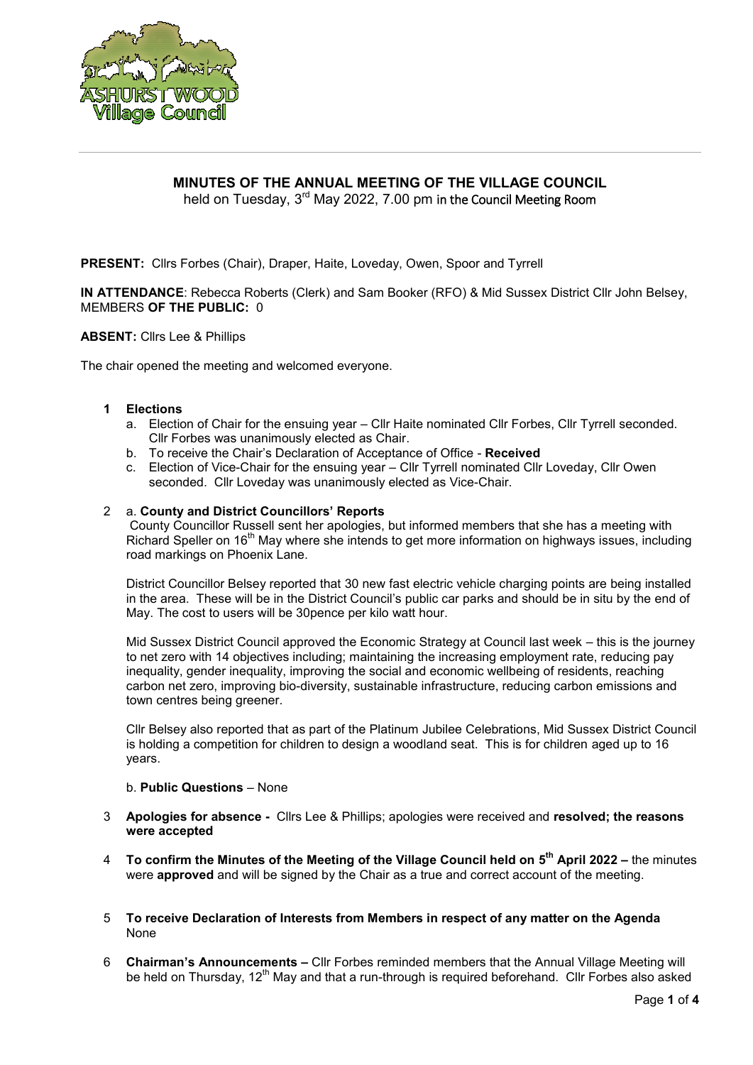# MINUTES OF THE ANNUAL MEETING OF THE VILLAGE COUNCIL

held on Tuesday, 3rd May 2022, 7.00 pm in the Council Meeting Room

**PRESENT:** Cllrs Forbes (Chair), Draper, Haite, Loveday, Owen, Spoor and Tyrrell

**IN ATTENDANCE**: Rebecca Roberts (Clerk) and Sam Booker (RFO) & Mid Sussex District Cllr John Belsey, MEMBERS **OF THE PUBLIC:** 0

**ABSENT:** Cllrs Lee & Phillips

The chair opened the meeting and welcomed everyone.

1. **Elections**
   a. Election of Chair for the ensuing year – Cllr Haite nominated Cllr Forbes, Cllr Tyrrell seconded. Cllr Forbes was unanimously elected as Chair.
   b. To receive the Chair's Declaration of Acceptance of Office - **Received**
   c. Election of Vice-Chair for the ensuing year – Cllr Tyrrell nominated Cllr Loveday, Cllr Owen seconded. Cllr Loveday was unanimously elected as Vice-Chair.

2. a. **County and District Councillors' Reports**

   County Councillor Russell sent her apologies, but informed members that she has a meeting with Richard Speller on 16th May where she intends to get more information on highways issues, including road markings on Phoenix Lane.

   District Councillor Belsey reported that 30 new fast electric vehicle charging points are being installed in the area. These will be in the District Council's public car parks and should be in situ by the end of May. The cost to users will be 30pence per kilo watt hour.

   Mid Sussex District Council approved the Economic Strategy at Council last week – this is the journey to net zero with 14 objectives including; maintaining the increasing employment rate, reducing pay inequality, gender inequality, improving the social and economic wellbeing of residents, reaching carbon net zero, improving bio-diversity, sustainable infrastructure, reducing carbon emissions and town centres being greener.

   Cllr Belsey also reported that as part of the Platinum Jubilee Celebrations, Mid Sussex District Council is holding a competition for children to design a woodland seat. This is for children aged up to 16 years.

   b. **Public Questions** – None

3. **Apologies for absence -** Cllrs Lee & Phillips; apologies were received and **resolved; the reasons were accepted**

4. **To confirm the Minutes of the Meeting of the Village Council held on 5th April 2022 –** the minutes were **approved** and will be signed by the Chair as a true and correct account of the meeting.

5. **To receive Declaration of Interests from Members in respect of any matter on the Agenda**
   None

6. **Chairman's Announcements –** Cllr Forbes reminded members that the Annual Village Meeting will be held on Thursday, 12th May and that a run-through is required beforehand. Cllr Forbes also asked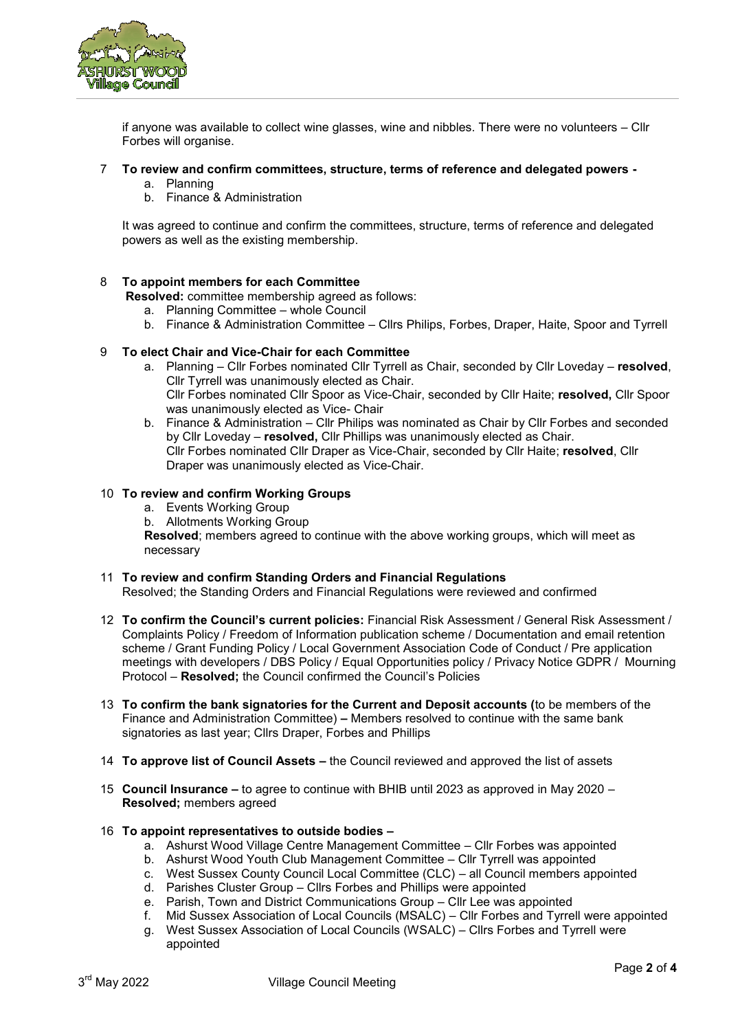if anyone was available to collect wine glasses, wine and nibbles. There were no volunteers – Cllr Forbes will organise.

7 **To review and confirm committees, structure, terms of reference and delegated powers -**
   a. Planning
   b. Finance & Administration

   It was agreed to continue and confirm the committees, structure, terms of reference and delegated powers as well as the existing membership.

8 **To appoint members for each Committee**
   **Resolved:** committee membership agreed as follows:
   a. Planning Committee – whole Council
   b. Finance & Administration Committee – Cllrs Philips, Forbes, Draper, Haite, Spoor and Tyrrell

9 **To elect Chair and Vice-Chair for each Committee**
   a. Planning – Cllr Forbes nominated Cllr Tyrrell as Chair, seconded by Cllr Loveday – **resolved**, Cllr Tyrrell was unanimously elected as Chair.
      Cllr Forbes nominated Cllr Spoor as Vice-Chair, seconded by Cllr Haite; **resolved,** Cllr Spoor was unanimously elected as Vice- Chair
   b. Finance & Administration – Cllr Philips was nominated as Chair by Cllr Forbes and seconded by Cllr Loveday – **resolved,** Cllr Phillips was unanimously elected as Chair.
      Cllr Forbes nominated Cllr Draper as Vice-Chair, seconded by Cllr Haite; **resolved**, Cllr Draper was unanimously elected as Vice-Chair.

10 **To review and confirm Working Groups**
   a. Events Working Group
   b. Allotments Working Group

   **Resolved**; members agreed to continue with the above working groups, which will meet as necessary

11 **To review and confirm Standing Orders and Financial Regulations**
   Resolved; the Standing Orders and Financial Regulations were reviewed and confirmed

12 **To confirm the Council's current policies:** Financial Risk Assessment / General Risk Assessment / Complaints Policy / Freedom of Information publication scheme / Documentation and email retention scheme / Grant Funding Policy / Local Government Association Code of Conduct / Pre application meetings with developers / DBS Policy / Equal Opportunities policy / Privacy Notice GDPR / Mourning Protocol – **Resolved;** the Council confirmed the Council's Policies

13 **To confirm the bank signatories for the Current and Deposit accounts (**to be members of the Finance and Administration Committee) **–** Members resolved to continue with the same bank signatories as last year; Cllrs Draper, Forbes and Phillips

14 **To approve list of Council Assets –** the Council reviewed and approved the list of assets

15 **Council Insurance –** to agree to continue with BHIB until 2023 as approved in May 2020 – **Resolved;** members agreed

16 **To appoint representatives to outside bodies –**
   a. Ashurst Wood Village Centre Management Committee – Cllr Forbes was appointed
   b. Ashurst Wood Youth Club Management Committee – Cllr Tyrrell was appointed
   c. West Sussex County Council Local Committee (CLC) – all Council members appointed
   d. Parishes Cluster Group – Cllrs Forbes and Phillips were appointed
   e. Parish, Town and District Communications Group – Cllr Lee was appointed
   f. Mid Sussex Association of Local Councils (MSALC) – Cllr Forbes and Tyrrell were appointed
   g. West Sussex Association of Local Councils (WSALC) – Cllrs Forbes and Tyrrell were appointed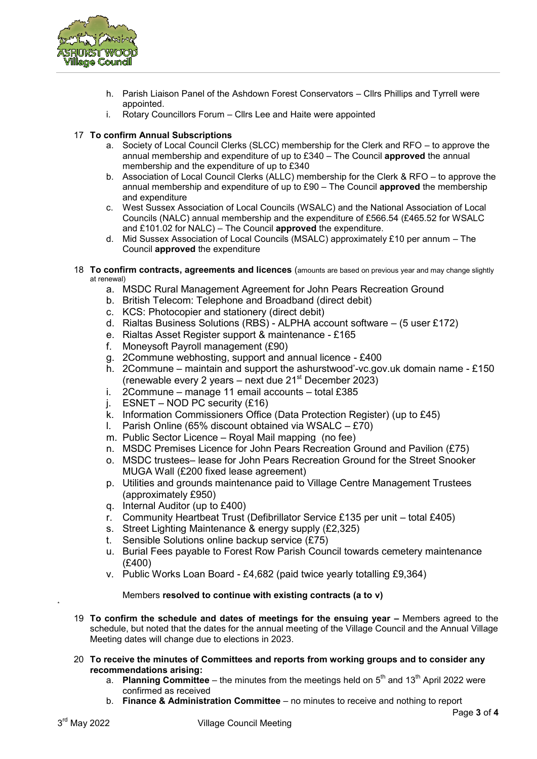h. Parish Liaison Panel of the Ashdown Forest Conservators – Cllrs Phillips and Tyrrell were appointed.
i. Rotary Councillors Forum – Cllrs Lee and Haite were appointed

17 **To confirm Annual Subscriptions**

a. Society of Local Council Clerks (SLCC) membership for the Clerk and RFO – to approve the annual membership and expenditure of up to £340 – The Council **approved** the annual membership and the expenditure of up to £340
b. Association of Local Council Clerks (ALLC) membership for the Clerk & RFO – to approve the annual membership and expenditure of up to £90 – The Council **approved** the membership and expenditure
c. West Sussex Association of Local Councils (WSALC) and the National Association of Local Councils (NALC) annual membership and the expenditure of £566.54 (£465.52 for WSALC and £101.02 for NALC) – The Council **approved** the expenditure.
d. Mid Sussex Association of Local Councils (MSALC) approximately £10 per annum – The Council **approved** the expenditure

18 **To confirm contracts, agreements and licences** (amounts are based on previous year and may change slightly at renewal)

a. MSDC Rural Management Agreement for John Pears Recreation Ground
b. British Telecom: Telephone and Broadband (direct debit)
c. KCS: Photocopier and stationery (direct debit)
d. Rialtas Business Solutions (RBS) - ALPHA account software – (5 user £172)
e. Rialtas Asset Register support & maintenance - £165
f. Moneysoft Payroll management (£90)
g. 2Commune webhosting, support and annual licence - £400
h. 2Commune – maintain and support the ashurstwood'-vc.gov.uk domain name - £150 (renewable every 2 years – next due 21st December 2023)
i. 2Commune – manage 11 email accounts – total £385
j. ESNET – NOD PC security (£16)
k. Information Commissioners Office (Data Protection Register) (up to £45)
l. Parish Online (65% discount obtained via WSALC – £70)
m. Public Sector Licence – Royal Mail mapping (no fee)
n. MSDC Premises Licence for John Pears Recreation Ground and Pavilion (£75)
o. MSDC trustees– lease for John Pears Recreation Ground for the Street Snooker MUGA Wall (£200 fixed lease agreement)
p. Utilities and grounds maintenance paid to Village Centre Management Trustees (approximately £950)
q. Internal Auditor (up to £400)
r. Community Heartbeat Trust (Defibrillator Service £135 per unit – total £405)
s. Street Lighting Maintenance & energy supply (£2,325)
t. Sensible Solutions online backup service (£75)
u. Burial Fees payable to Forest Row Parish Council towards cemetery maintenance (£400)
v. Public Works Loan Board - £4,682 (paid twice yearly totalling £9,364)

Members **resolved to continue with existing contracts (a to v)**

19 **To confirm the schedule and dates of meetings for the ensuing year –** Members agreed to the schedule, but noted that the dates for the annual meeting of the Village Council and the Annual Village Meeting dates will change due to elections in 2023.

20 **To receive the minutes of Committees and reports from working groups and to consider any recommendations arising:**

a. **Planning Committee** – the minutes from the meetings held on 5th and 13th April 2022 were confirmed as received
b. **Finance & Administration Committee** – no minutes to receive and nothing to report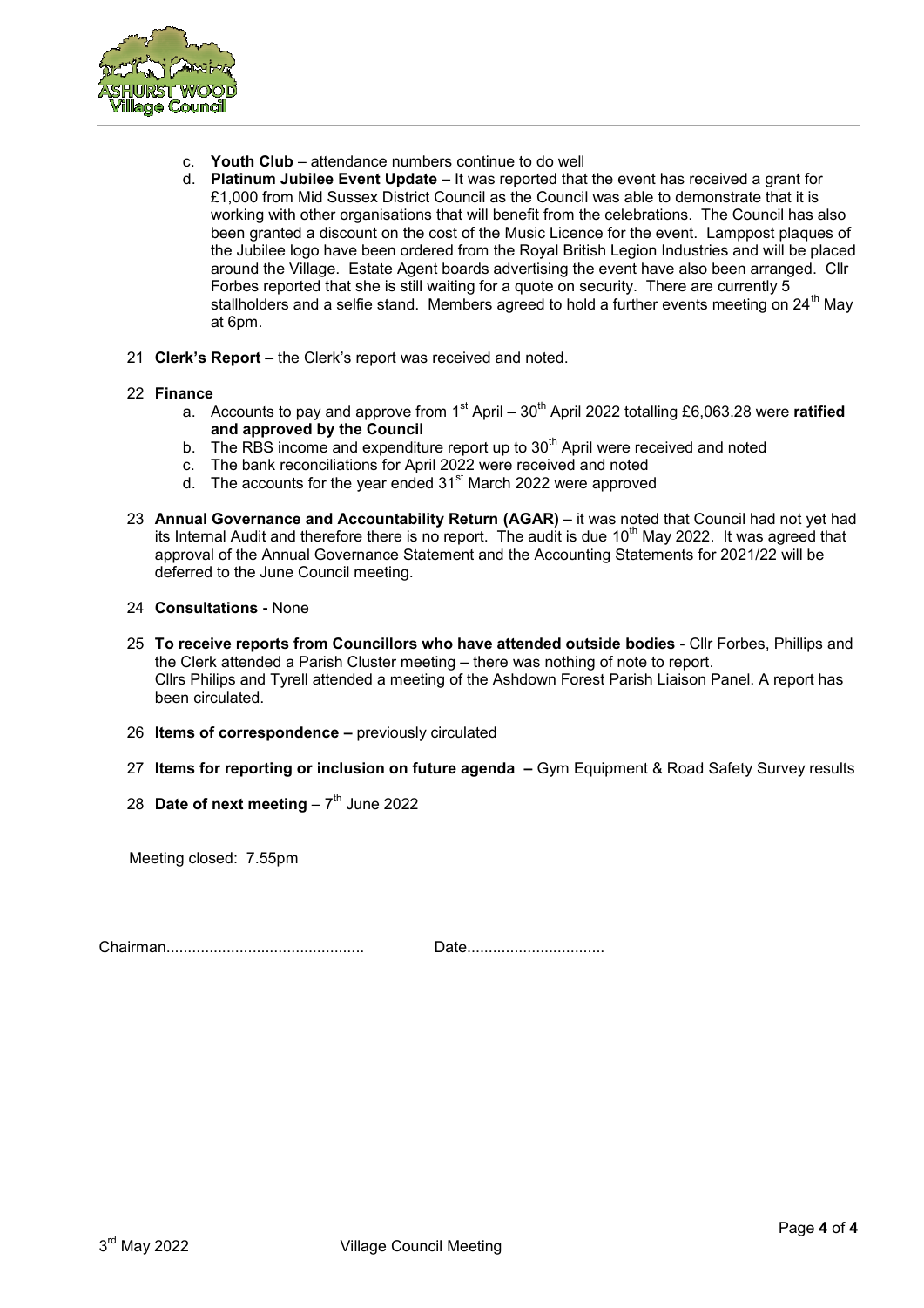c. **Youth Club** – attendance numbers continue to do well

d. **Platinum Jubilee Event Update** – It was reported that the event has received a grant for £1,000 from Mid Sussex District Council as the Council was able to demonstrate that it is working with other organisations that will benefit from the celebrations. The Council has also been granted a discount on the cost of the Music Licence for the event. Lamppost plaques of the Jubilee logo have been ordered from the Royal British Legion Industries and will be placed around the Village. Estate Agent boards advertising the event have also been arranged. Cllr Forbes reported that she is still waiting for a quote on security. There are currently 5 stallholders and a selfie stand. Members agreed to hold a further events meeting on 24th May at 6pm.

21 **Clerk's Report** – the Clerk's report was received and noted.

22 **Finance**

a. Accounts to pay and approve from 1st April – 30th April 2022 totalling £6,063.28 were **ratified and approved by the Council**

b. The RBS income and expenditure report up to 30th April were received and noted

c. The bank reconciliations for April 2022 were received and noted

d. The accounts for the year ended 31st March 2022 were approved

23 **Annual Governance and Accountability Return (AGAR)** – it was noted that Council had not yet had its Internal Audit and therefore there is no report. The audit is due 10th May 2022. It was agreed that approval of the Annual Governance Statement and the Accounting Statements for 2021/22 will be deferred to the June Council meeting.

24 **Consultations -** None

25 **To receive reports from Councillors who have attended outside bodies** - Cllr Forbes, Phillips and the Clerk attended a Parish Cluster meeting – there was nothing of note to report.
Cllrs Philips and Tyrell attended a meeting of the Ashdown Forest Parish Liaison Panel. A report has been circulated.

26 **Items of correspondence –** previously circulated

27 **Items for reporting or inclusion on future agenda –** Gym Equipment & Road Safety Survey results

28 **Date of next meeting** – 7th June 2022

Meeting closed: 7.55pm

Chairman............................................. Date................................

3rd May 2022 Village Council Meeting